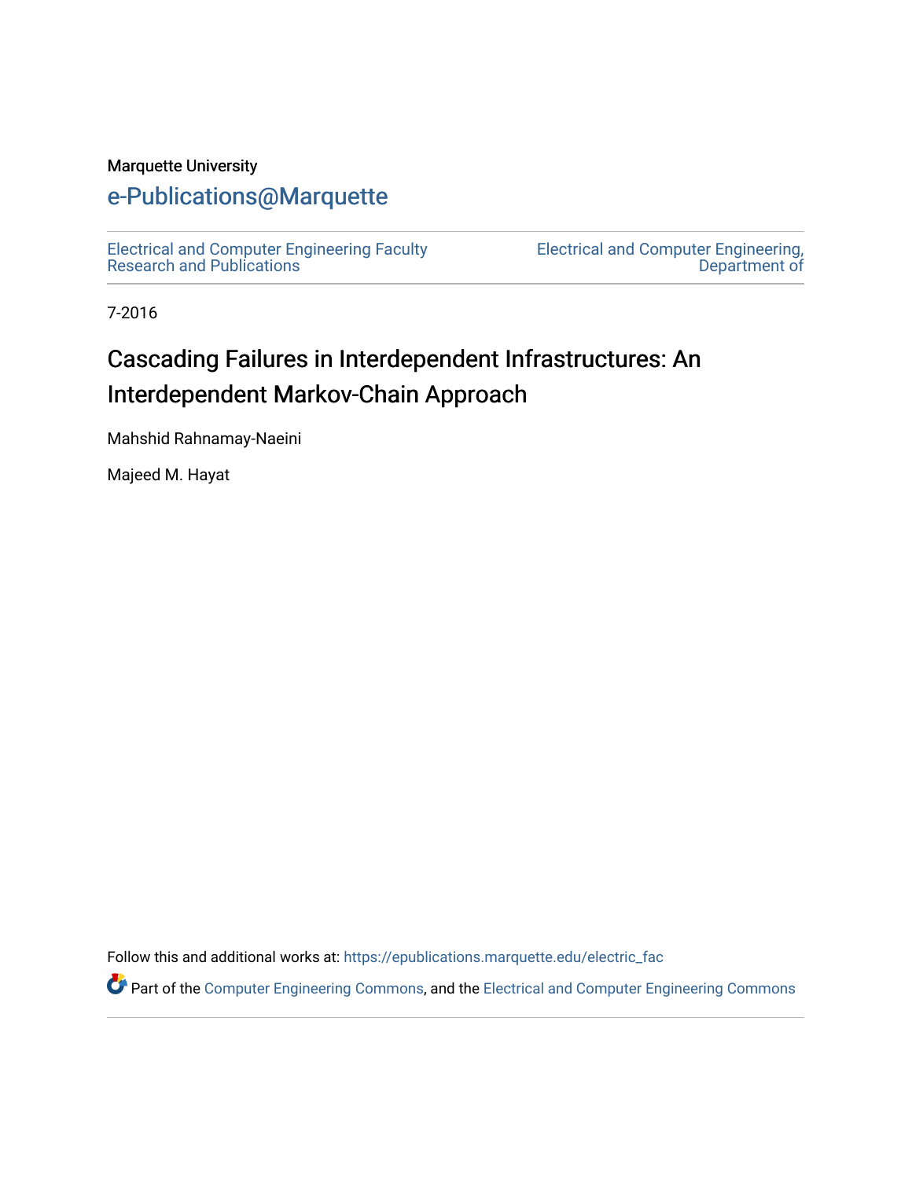Marquette University

# e-Publications@Marquette

Electrical and Computer Engineering Faculty Research and Publications

Electrical and Computer Engineering, Department of

7-2016

## Cascading Failures in Interdependent Infrastructures: An Interdependent Markov-Chain Approach

Mahshid Rahnamay-Naeini

Majeed M. Hayat

Follow this and additional works at: https://epublications.marquette.edu/electric_fac

Part of the Computer Engineering Commons, and the Electrical and Computer Engineering Commons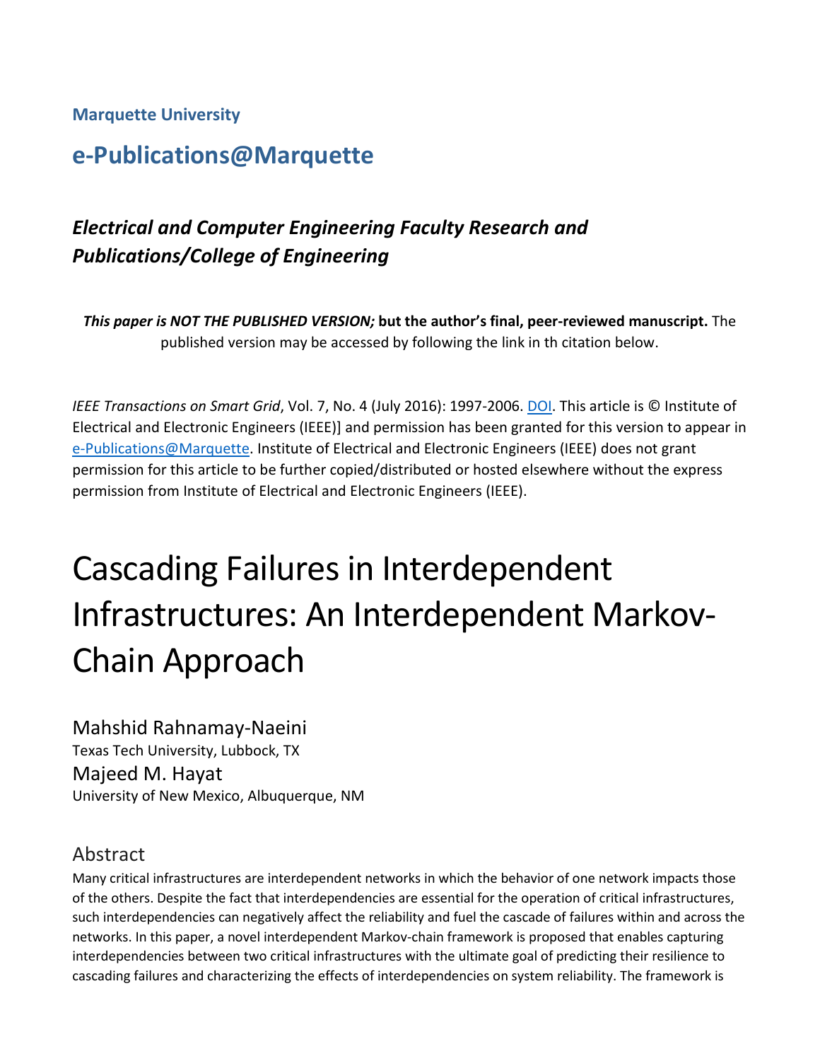**Marquette University**

## e-Publications@Marquette

### *Electrical and Computer Engineering Faculty Research and Publications/College of Engineering*

***This paper is NOT THE PUBLISHED VERSION;* but the author's final, peer-reviewed manuscript.** The published version may be accessed by following the link in th citation below.

*IEEE Transactions on Smart Grid*, Vol. 7, No. 4 (July 2016): 1997-2006. DOI. This article is © Institute of Electrical and Electronic Engineers (IEEE)] and permission has been granted for this version to appear in e-Publications@Marquette. Institute of Electrical and Electronic Engineers (IEEE) does not grant permission for this article to be further copied/distributed or hosted elsewhere without the express permission from Institute of Electrical and Electronic Engineers (IEEE).

# Cascading Failures in Interdependent Infrastructures: An Interdependent Markov-Chain Approach

Mahshid Rahnamay-Naeini
Texas Tech University, Lubbock, TX

Majeed M. Hayat
University of New Mexico, Albuquerque, NM

## Abstract

Many critical infrastructures are interdependent networks in which the behavior of one network impacts those of the others. Despite the fact that interdependencies are essential for the operation of critical infrastructures, such interdependencies can negatively affect the reliability and fuel the cascade of failures within and across the networks. In this paper, a novel interdependent Markov-chain framework is proposed that enables capturing interdependencies between two critical infrastructures with the ultimate goal of predicting their resilience to cascading failures and characterizing the effects of interdependencies on system reliability. The framework is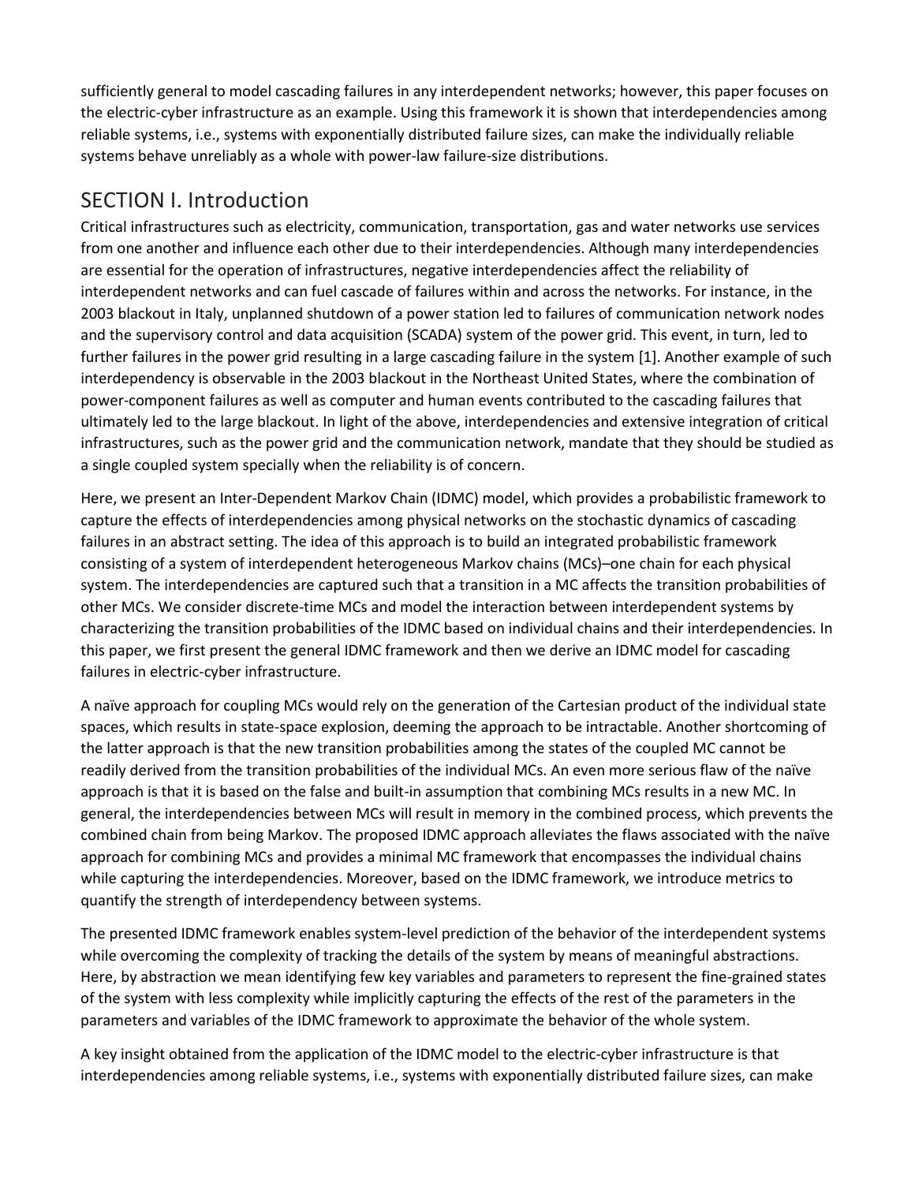sufficiently general to model cascading failures in any interdependent networks; however, this paper focuses on the electric-cyber infrastructure as an example. Using this framework it is shown that interdependencies among reliable systems, i.e., systems with exponentially distributed failure sizes, can make the individually reliable systems behave unreliably as a whole with power-law failure-size distributions.

## SECTION I. Introduction

Critical infrastructures such as electricity, communication, transportation, gas and water networks use services from one another and influence each other due to their interdependencies. Although many interdependencies are essential for the operation of infrastructures, negative interdependencies affect the reliability of interdependent networks and can fuel cascade of failures within and across the networks. For instance, in the 2003 blackout in Italy, unplanned shutdown of a power station led to failures of communication network nodes and the supervisory control and data acquisition (SCADA) system of the power grid. This event, in turn, led to further failures in the power grid resulting in a large cascading failure in the system [1]. Another example of such interdependency is observable in the 2003 blackout in the Northeast United States, where the combination of power-component failures as well as computer and human events contributed to the cascading failures that ultimately led to the large blackout. In light of the above, interdependencies and extensive integration of critical infrastructures, such as the power grid and the communication network, mandate that they should be studied as a single coupled system specially when the reliability is of concern.

Here, we present an Inter-Dependent Markov Chain (IDMC) model, which provides a probabilistic framework to capture the effects of interdependencies among physical networks on the stochastic dynamics of cascading failures in an abstract setting. The idea of this approach is to build an integrated probabilistic framework consisting of a system of interdependent heterogeneous Markov chains (MCs)–one chain for each physical system. The interdependencies are captured such that a transition in a MC affects the transition probabilities of other MCs. We consider discrete-time MCs and model the interaction between interdependent systems by characterizing the transition probabilities of the IDMC based on individual chains and their interdependencies. In this paper, we first present the general IDMC framework and then we derive an IDMC model for cascading failures in electric-cyber infrastructure.

A naïve approach for coupling MCs would rely on the generation of the Cartesian product of the individual state spaces, which results in state-space explosion, deeming the approach to be intractable. Another shortcoming of the latter approach is that the new transition probabilities among the states of the coupled MC cannot be readily derived from the transition probabilities of the individual MCs. An even more serious flaw of the naïve approach is that it is based on the false and built-in assumption that combining MCs results in a new MC. In general, the interdependencies between MCs will result in memory in the combined process, which prevents the combined chain from being Markov. The proposed IDMC approach alleviates the flaws associated with the naïve approach for combining MCs and provides a minimal MC framework that encompasses the individual chains while capturing the interdependencies. Moreover, based on the IDMC framework, we introduce metrics to quantify the strength of interdependency between systems.

The presented IDMC framework enables system-level prediction of the behavior of the interdependent systems while overcoming the complexity of tracking the details of the system by means of meaningful abstractions. Here, by abstraction we mean identifying few key variables and parameters to represent the fine-grained states of the system with less complexity while implicitly capturing the effects of the rest of the parameters in the parameters and variables of the IDMC framework to approximate the behavior of the whole system.

A key insight obtained from the application of the IDMC model to the electric-cyber infrastructure is that interdependencies among reliable systems, i.e., systems with exponentially distributed failure sizes, can make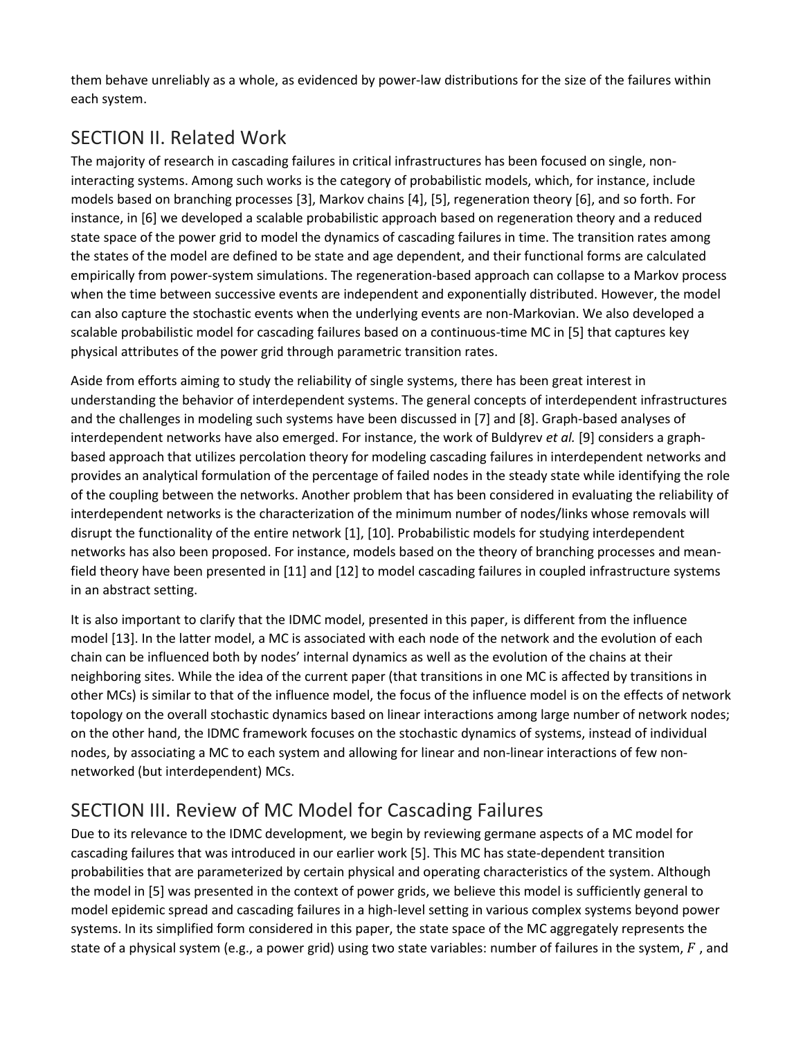them behave unreliably as a whole, as evidenced by power-law distributions for the size of the failures within each system.

## SECTION II. Related Work

The majority of research in cascading failures in critical infrastructures has been focused on single, non-interacting systems. Among such works is the category of probabilistic models, which, for instance, include models based on branching processes [3], Markov chains [4], [5], regeneration theory [6], and so forth. For instance, in [6] we developed a scalable probabilistic approach based on regeneration theory and a reduced state space of the power grid to model the dynamics of cascading failures in time. The transition rates among the states of the model are defined to be state and age dependent, and their functional forms are calculated empirically from power-system simulations. The regeneration-based approach can collapse to a Markov process when the time between successive events are independent and exponentially distributed. However, the model can also capture the stochastic events when the underlying events are non-Markovian. We also developed a scalable probabilistic model for cascading failures based on a continuous-time MC in [5] that captures key physical attributes of the power grid through parametric transition rates.

Aside from efforts aiming to study the reliability of single systems, there has been great interest in understanding the behavior of interdependent systems. The general concepts of interdependent infrastructures and the challenges in modeling such systems have been discussed in [7] and [8]. Graph-based analyses of interdependent networks have also emerged. For instance, the work of Buldyrev *et al.* [9] considers a graph-based approach that utilizes percolation theory for modeling cascading failures in interdependent networks and provides an analytical formulation of the percentage of failed nodes in the steady state while identifying the role of the coupling between the networks. Another problem that has been considered in evaluating the reliability of interdependent networks is the characterization of the minimum number of nodes/links whose removals will disrupt the functionality of the entire network [1], [10]. Probabilistic models for studying interdependent networks has also been proposed. For instance, models based on the theory of branching processes and mean-field theory have been presented in [11] and [12] to model cascading failures in coupled infrastructure systems in an abstract setting.

It is also important to clarify that the IDMC model, presented in this paper, is different from the influence model [13]. In the latter model, a MC is associated with each node of the network and the evolution of each chain can be influenced both by nodes' internal dynamics as well as the evolution of the chains at their neighboring sites. While the idea of the current paper (that transitions in one MC is affected by transitions in other MCs) is similar to that of the influence model, the focus of the influence model is on the effects of network topology on the overall stochastic dynamics based on linear interactions among large number of network nodes; on the other hand, the IDMC framework focuses on the stochastic dynamics of systems, instead of individual nodes, by associating a MC to each system and allowing for linear and non-linear interactions of few non-networked (but interdependent) MCs.

## SECTION III. Review of MC Model for Cascading Failures

Due to its relevance to the IDMC development, we begin by reviewing germane aspects of a MC model for cascading failures that was introduced in our earlier work [5]. This MC has state-dependent transition probabilities that are parameterized by certain physical and operating characteristics of the system. Although the model in [5] was presented in the context of power grids, we believe this model is sufficiently general to model epidemic spread and cascading failures in a high-level setting in various complex systems beyond power systems. In its simplified form considered in this paper, the state space of the MC aggregately represents the state of a physical system (e.g., a power grid) using two state variables: number of failures in the system, $F$ , and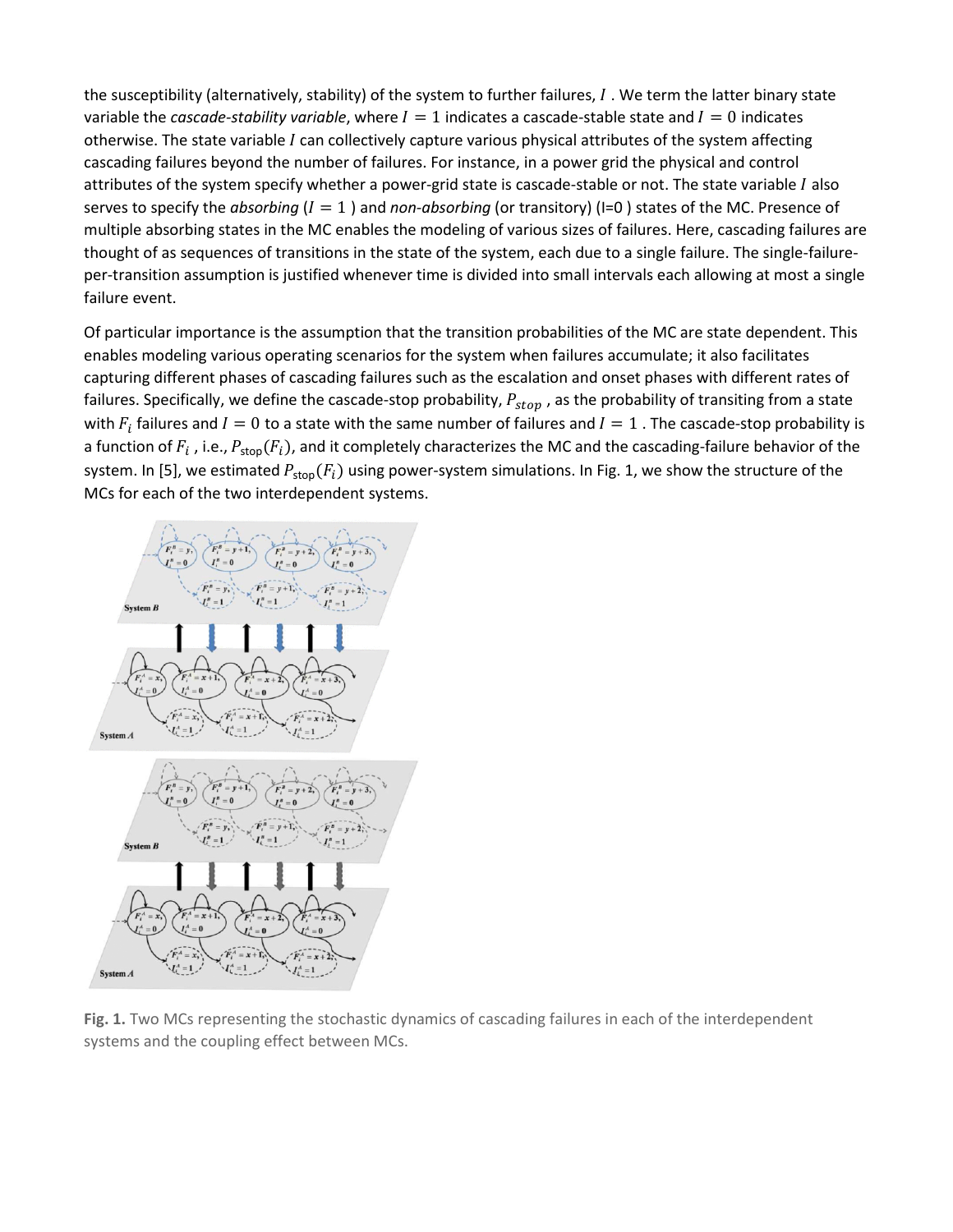the susceptibility (alternatively, stability) of the system to further failures, $I$ . We term the latter binary state variable the *cascade-stability variable*, where $I = 1$ indicates a cascade-stable state and $I = 0$ indicates otherwise. The state variable $I$ can collectively capture various physical attributes of the system affecting cascading failures beyond the number of failures. For instance, in a power grid the physical and control attributes of the system specify whether a power-grid state is cascade-stable or not. The state variable $I$ also serves to specify the *absorbing* ($I = 1$ ) and *non-absorbing* (or transitory) (I=0 ) states of the MC. Presence of multiple absorbing states in the MC enables the modeling of various sizes of failures. Here, cascading failures are thought of as sequences of transitions in the state of the system, each due to a single failure. The single-failure-per-transition assumption is justified whenever time is divided into small intervals each allowing at most a single failure event.

Of particular importance is the assumption that the transition probabilities of the MC are state dependent. This enables modeling various operating scenarios for the system when failures accumulate; it also facilitates capturing different phases of cascading failures such as the escalation and onset phases with different rates of failures. Specifically, we define the cascade-stop probability, $P_{stop}$ , as the probability of transiting from a state with $F_i$ failures and $I = 0$ to a state with the same number of failures and $I = 1$ . The cascade-stop probability is a function of $F_i$ , i.e., $P_{\text{stop}}(F_i)$, and it completely characterizes the MC and the cascading-failure behavior of the system. In [5], we estimated $P_{\text{stop}}(F_i)$ using power-system simulations. In Fig. 1, we show the structure of the MCs for each of the two interdependent systems.

**Fig. 1.** Two MCs representing the stochastic dynamics of cascading failures in each of the interdependent systems and the coupling effect between MCs.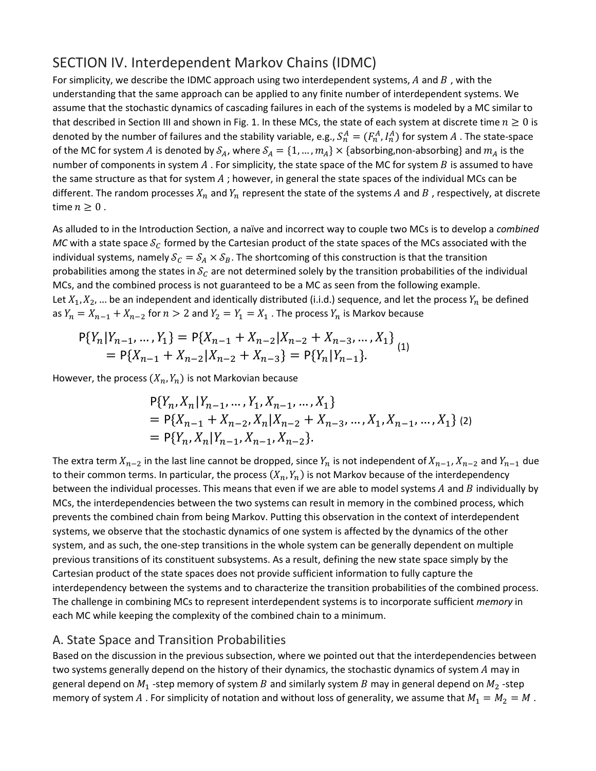## SECTION IV. Interdependent Markov Chains (IDMC)

For simplicity, we describe the IDMC approach using two interdependent systems, $A$ and $B$ , with the understanding that the same approach can be applied to any finite number of interdependent systems. We assume that the stochastic dynamics of cascading failures in each of the systems is modeled by a MC similar to that described in Section III and shown in Fig. 1. In these MCs, the state of each system at discrete time $n \geq 0$ is denoted by the number of failures and the stability variable, e.g., $S_n^A = (F_n^A, I_n^A)$ for system $A$ . The state-space of the MC for system $A$ is denoted by $\mathcal{S}_A$, where $\mathcal{S}_A = \{1, \dots, m_A\} \times \{\text{absorbing,non-absorbing}\}$ and $m_A$ is the number of components in system $A$ . For simplicity, the state space of the MC for system $B$ is assumed to have the same structure as that for system $A$ ; however, in general the state spaces of the individual MCs can be different. The random processes $X_n$ and $Y_n$ represent the state of the systems $A$ and $B$ , respectively, at discrete time $n \geq 0$ .

As alluded to in the Introduction Section, a naïve and incorrect way to couple two MCs is to develop a *combined MC* with a state space $\mathcal{S}_C$ formed by the Cartesian product of the state spaces of the MCs associated with the individual systems, namely $\mathcal{S}_C = \mathcal{S}_A \times \mathcal{S}_B$. The shortcoming of this construction is that the transition probabilities among the states in $\mathcal{S}_C$ are not determined solely by the transition probabilities of the individual MCs, and the combined process is not guaranteed to be a MC as seen from the following example.
Let $X_1, X_2, \dots$ be an independent and identically distributed (i.i.d.) sequence, and let the process $Y_n$ be defined as $Y_n = X_{n-1} + X_{n-2}$ for $n > 2$ and $Y_2 = Y_1 = X_1$ . The process $Y_n$ is Markov because

$$
\begin{aligned}
\mathsf{P}\{Y_n | Y_{n-1}, \dots, Y_1\} &= \mathsf{P}\{X_{n-1} + X_{n-2} | X_{n-2} + X_{n-3}, \dots, X_1\} \\
&= \mathsf{P}\{X_{n-1} + X_{n-2} | X_{n-2} + X_{n-3}\} = \mathsf{P}\{Y_n | Y_{n-1}\}.
\end{aligned} \quad (1)
$$

However, the process $(X_n, Y_n)$ is not Markovian because

$$
\begin{aligned}
&\mathsf{P}\{Y_n, X_n | Y_{n-1}, \dots, Y_1, X_{n-1}, \dots, X_1\} \\
&= \mathsf{P}\{X_{n-1} + X_{n-2}, X_n | X_{n-2} + X_{n-3}, \dots, X_1, X_{n-1}, \dots, X_1\} \\
&= \mathsf{P}\{Y_n, X_n | Y_{n-1}, X_{n-1}, X_{n-2}\}.
\end{aligned} \quad (2)
$$

The extra term $X_{n-2}$ in the last line cannot be dropped, since $Y_n$ is not independent of $X_{n-1}, X_{n-2}$ and $Y_{n-1}$ due to their common terms. In particular, the process $(X_n, Y_n)$ is not Markov because of the interdependency between the individual processes. This means that even if we are able to model systems $A$ and $B$ individually by MCs, the interdependencies between the two systems can result in memory in the combined process, which prevents the combined chain from being Markov. Putting this observation in the context of interdependent systems, we observe that the stochastic dynamics of one system is affected by the dynamics of the other system, and as such, the one-step transitions in the whole system can be generally dependent on multiple previous transitions of its constituent subsystems. As a result, defining the new state space simply by the Cartesian product of the state spaces does not provide sufficient information to fully capture the interdependency between the systems and to characterize the transition probabilities of the combined process. The challenge in combining MCs to represent interdependent systems is to incorporate sufficient *memory* in each MC while keeping the complexity of the combined chain to a minimum.

### A. State Space and Transition Probabilities

Based on the discussion in the previous subsection, where we pointed out that the interdependencies between two systems generally depend on the history of their dynamics, the stochastic dynamics of system $A$ may in general depend on $M_1$ -step memory of system $B$ and similarly system $B$ may in general depend on $M_2$ -step memory of system $A$ . For simplicity of notation and without loss of generality, we assume that $M_1 = M_2 = M$ .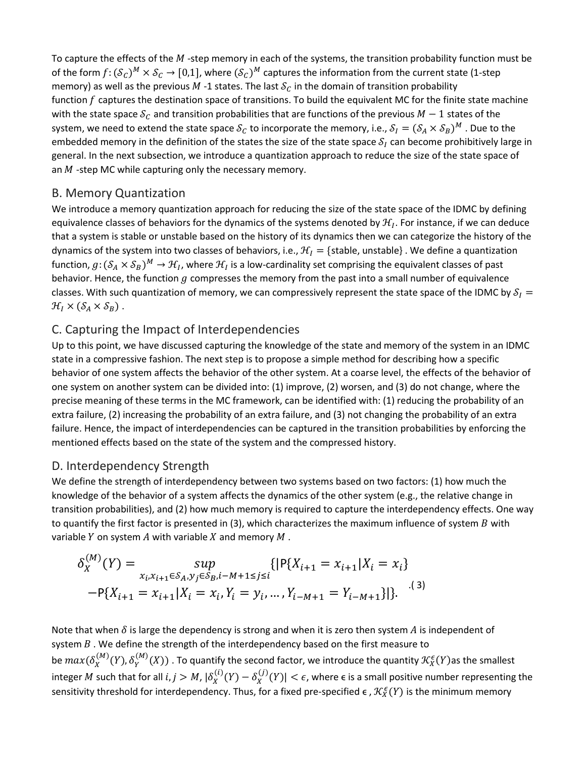To capture the effects of the $M$ -step memory in each of the systems, the transition probability function must be of the form $f: (\mathcal{S}_C)^M \times \mathcal{S}_C \rightarrow [0,1]$, where $(\mathcal{S}_C)^M$ captures the information from the current state (1-step memory) as well as the previous $M$ -1 states. The last $\mathcal{S}_C$ in the domain of transition probability function $f$ captures the destination space of transitions. To build the equivalent MC for the finite state machine with the state space $\mathcal{S}_C$ and transition probabilities that are functions of the previous $M-1$ states of the system, we need to extend the state space $\mathcal{S}_C$ to incorporate the memory, i.e., $\mathcal{S}_I = (\mathcal{S}_A \times \mathcal{S}_B)^M$ . Due to the embedded memory in the definition of the states the size of the state space $\mathcal{S}_I$ can become prohibitively large in general. In the next subsection, we introduce a quantization approach to reduce the size of the state space of an $M$ -step MC while capturing only the necessary memory.

## B. Memory Quantization

We introduce a memory quantization approach for reducing the size of the state space of the IDMC by defining equivalence classes of behaviors for the dynamics of the systems denoted by $\mathcal{H}_I$. For instance, if we can deduce that a system is stable or unstable based on the history of its dynamics then we can categorize the history of the dynamics of the system into two classes of behaviors, i.e., $\mathcal{H}_I = \{\text{stable, unstable}\}$ . We define a quantization function, $g: (\mathcal{S}_A \times \mathcal{S}_B)^M \rightarrow \mathcal{H}_I$, where $\mathcal{H}_I$ is a low-cardinality set comprising the equivalent classes of past behavior. Hence, the function $g$ compresses the memory from the past into a small number of equivalence classes. With such quantization of memory, we can compressively represent the state space of the IDMC by $\mathcal{S}_I = \mathcal{H}_I \times (\mathcal{S}_A \times \mathcal{S}_B)$ .

## C. Capturing the Impact of Interdependencies

Up to this point, we have discussed capturing the knowledge of the state and memory of the system in an IDMC state in a compressive fashion. The next step is to propose a simple method for describing how a specific behavior of one system affects the behavior of the other system. At a coarse level, the effects of the behavior of one system on another system can be divided into: (1) improve, (2) worsen, and (3) do not change, where the precise meaning of these terms in the MC framework, can be identified with: (1) reducing the probability of an extra failure, (2) increasing the probability of an extra failure, and (3) not changing the probability of an extra failure. Hence, the impact of interdependencies can be captured in the transition probabilities by enforcing the mentioned effects based on the state of the system and the compressed history.

## D. Interdependency Strength

We define the strength of interdependency between two systems based on two factors: (1) how much the knowledge of the behavior of a system affects the dynamics of the other system (e.g., the relative change in transition probabilities), and (2) how much memory is required to capture the interdependency effects. One way to quantify the first factor is presented in (3), which characterizes the maximum influence of system $B$ with variable $Y$ on system $A$ with variable $X$ and memory $M$ .

$$\delta_X^{(M)}(Y) = \sup_{x_i, x_{i+1} \in \mathcal{S}_A, y_j \in \mathcal{S}_B, i-M+1 \leq j \leq i} \{|\mathsf{P}\{X_{i+1} = x_{i+1} | X_i = x_i\} - \mathsf{P}\{X_{i+1} = x_{i+1} | X_i = x_i, Y_i = y_i, \ldots, Y_{i-M+1} = Y_{i-M+1}\}|\}. \quad (3)$$

Note that when $\delta$ is large the dependency is strong and when it is zero then system $A$ is independent of system $B$ . We define the strength of the interdependency based on the first measure to be $max(\delta_X^{(M)}(Y), \delta_Y^{(M)}(X))$ . To quantify the second factor, we introduce the quantity $\mathcal{K}_X^{\epsilon}(Y)$as the smallest integer $M$ such that for all $i, j > M$, $|\delta_X^{(i)}(Y) - \delta_X^{(j)}(Y)| < \epsilon$, where ϵ is a small positive number representing the sensitivity threshold for interdependency. Thus, for a fixed pre-specified ϵ , $\mathcal{K}_X^{\epsilon}(Y)$ is the minimum memory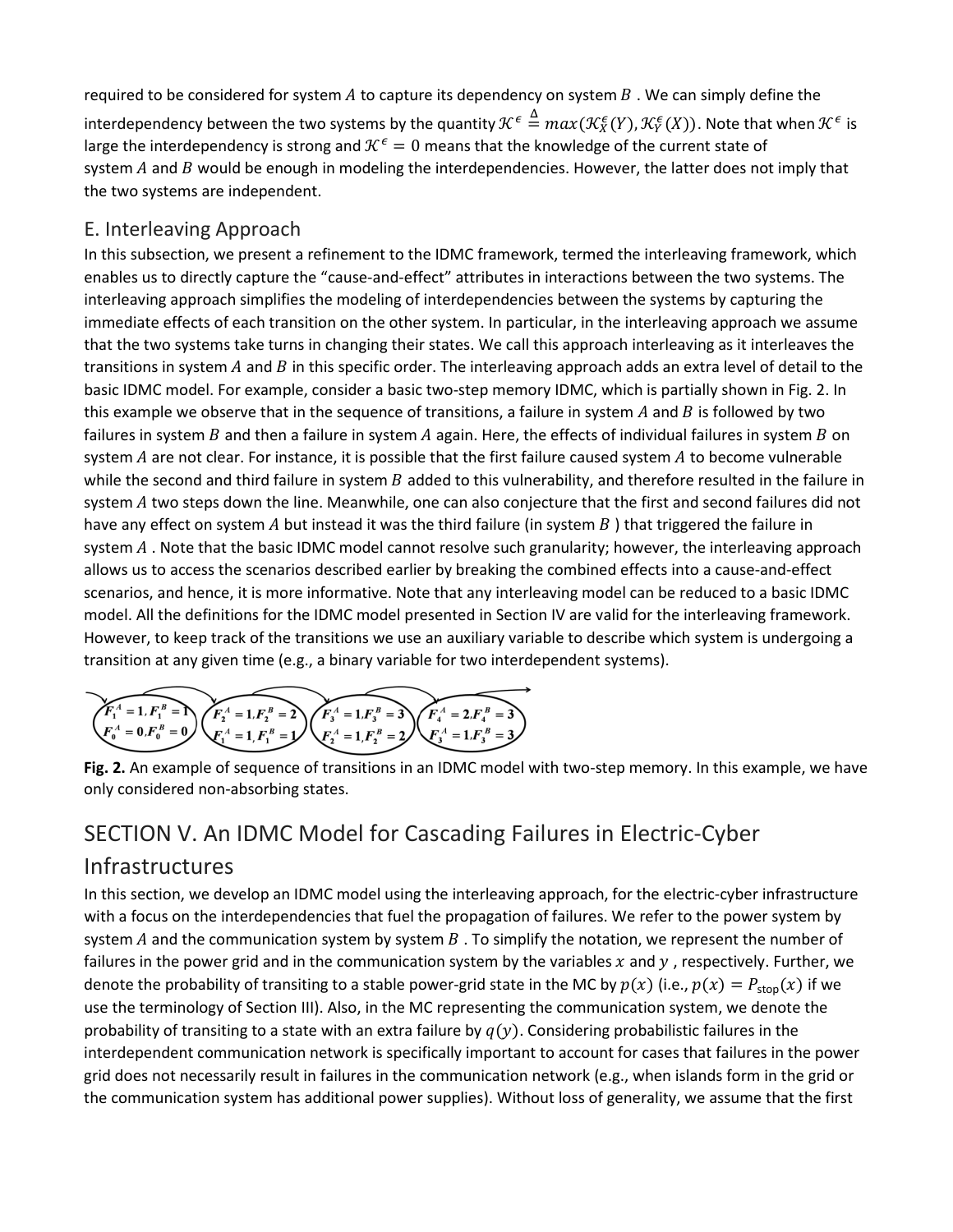required to be considered for system $A$ to capture its dependency on system $B$ . We can simply define the interdependency between the two systems by the quantity $\mathcal{K}^{\epsilon} \triangleq max(\mathcal{K}_X^{\epsilon}(Y), \mathcal{K}_Y^{\epsilon}(X))$. Note that when $\mathcal{K}^{\epsilon}$ is large the interdependency is strong and $\mathcal{K}^{\epsilon} = 0$ means that the knowledge of the current state of system $A$ and $B$ would be enough in modeling the interdependencies. However, the latter does not imply that the two systems are independent.

## E. Interleaving Approach

In this subsection, we present a refinement to the IDMC framework, termed the interleaving framework, which enables us to directly capture the "cause-and-effect" attributes in interactions between the two systems. The interleaving approach simplifies the modeling of interdependencies between the systems by capturing the immediate effects of each transition on the other system. In particular, in the interleaving approach we assume that the two systems take turns in changing their states. We call this approach interleaving as it interleaves the transitions in system $A$ and $B$ in this specific order. The interleaving approach adds an extra level of detail to the basic IDMC model. For example, consider a basic two-step memory IDMC, which is partially shown in Fig. 2. In this example we observe that in the sequence of transitions, a failure in system $A$ and $B$ is followed by two failures in system $B$ and then a failure in system $A$ again. Here, the effects of individual failures in system $B$ on system $A$ are not clear. For instance, it is possible that the first failure caused system $A$ to become vulnerable while the second and third failure in system $B$ added to this vulnerability, and therefore resulted in the failure in system $A$ two steps down the line. Meanwhile, one can also conjecture that the first and second failures did not have any effect on system $A$ but instead it was the third failure (in system $B$ ) that triggered the failure in system $A$ . Note that the basic IDMC model cannot resolve such granularity; however, the interleaving approach allows us to access the scenarios described earlier by breaking the combined effects into a cause-and-effect scenarios, and hence, it is more informative. Note that any interleaving model can be reduced to a basic IDMC model. All the definitions for the IDMC model presented in Section IV are valid for the interleaving framework. However, to keep track of the transitions we use an auxiliary variable to describe which system is undergoing a transition at any given time (e.g., a binary variable for two interdependent systems).

$$F_1^A = 1, F_1^B = 1 \;;\; F_0^A = 0, F_0^B = 0 \quad \rightarrow \quad F_2^A = 1, F_2^B = 2 \;;\; F_1^A = 1, F_1^B = 1 \quad \rightarrow \quad F_3^A = 1, F_3^B = 3 \;;\; F_2^A = 1, F_2^B = 2 \quad \rightarrow \quad F_4^A = 2, F_4^B = 3 \;;\; F_3^A = 1, F_3^B = 3$$

**Fig. 2.** An example of sequence of transitions in an IDMC model with two-step memory. In this example, we have only considered non-absorbing states.

# SECTION V. An IDMC Model for Cascading Failures in Electric-Cyber Infrastructures

In this section, we develop an IDMC model using the interleaving approach, for the electric-cyber infrastructure with a focus on the interdependencies that fuel the propagation of failures. We refer to the power system by system $A$ and the communication system by system $B$ . To simplify the notation, we represent the number of failures in the power grid and in the communication system by the variables $x$ and $y$ , respectively. Further, we denote the probability of transiting to a stable power-grid state in the MC by $p(x)$ (i.e., $p(x) = P_{\text{stop}}(x)$ if we use the terminology of Section III). Also, in the MC representing the communication system, we denote the probability of transiting to a state with an extra failure by $q(y)$. Considering probabilistic failures in the interdependent communication network is specifically important to account for cases that failures in the power grid does not necessarily result in failures in the communication network (e.g., when islands form in the grid or the communication system has additional power supplies). Without loss of generality, we assume that the first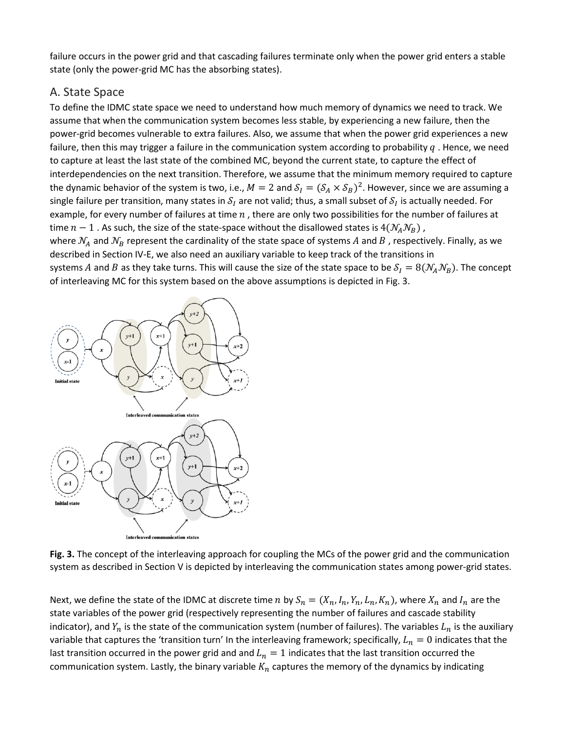failure occurs in the power grid and that cascading failures terminate only when the power grid enters a stable state (only the power-grid MC has the absorbing states).

## A. State Space

To define the IDMC state space we need to understand how much memory of dynamics we need to track. We assume that when the communication system becomes less stable, by experiencing a new failure, then the power-grid becomes vulnerable to extra failures. Also, we assume that when the power grid experiences a new failure, then this may trigger a failure in the communication system according to probability $q$ . Hence, we need to capture at least the last state of the combined MC, beyond the current state, to capture the effect of interdependencies on the next transition. Therefore, we assume that the minimum memory required to capture the dynamic behavior of the system is two, i.e., $M = 2$ and $\mathcal{S}_I = (\mathcal{S}_A \times \mathcal{S}_B)^2$. However, since we are assuming a single failure per transition, many states in $\mathcal{S}_I$ are not valid; thus, a small subset of $\mathcal{S}_I$ is actually needed. For example, for every number of failures at time $n$ , there are only two possibilities for the number of failures at time $n-1$ . As such, the size of the state-space without the disallowed states is $4(\mathcal{N}_A\mathcal{N}_B)$ , where $\mathcal{N}_A$ and $\mathcal{N}_B$ represent the cardinality of the state space of systems $A$ and $B$ , respectively. Finally, as we described in Section IV-E, we also need an auxiliary variable to keep track of the transitions in systems $A$ and $B$ as they take turns. This will cause the size of the state space to be $\mathcal{S}_I = 8(\mathcal{N}_A\mathcal{N}_B)$. The concept of interleaving MC for this system based on the above assumptions is depicted in Fig. 3.

**Fig. 3.** The concept of the interleaving approach for coupling the MCs of the power grid and the communication system as described in Section V is depicted by interleaving the communication states among power-grid states.

Next, we define the state of the IDMC at discrete time $n$ by $S_n = (X_n, I_n, Y_n, L_n, K_n)$, where $X_n$ and $I_n$ are the state variables of the power grid (respectively representing the number of failures and cascade stability indicator), and $Y_n$ is the state of the communication system (number of failures). The variables $L_n$ is the auxiliary variable that captures the 'transition turn' In the interleaving framework; specifically, $L_n = 0$ indicates that the last transition occurred in the power grid and and $L_n = 1$ indicates that the last transition occurred the communication system. Lastly, the binary variable $K_n$ captures the memory of the dynamics by indicating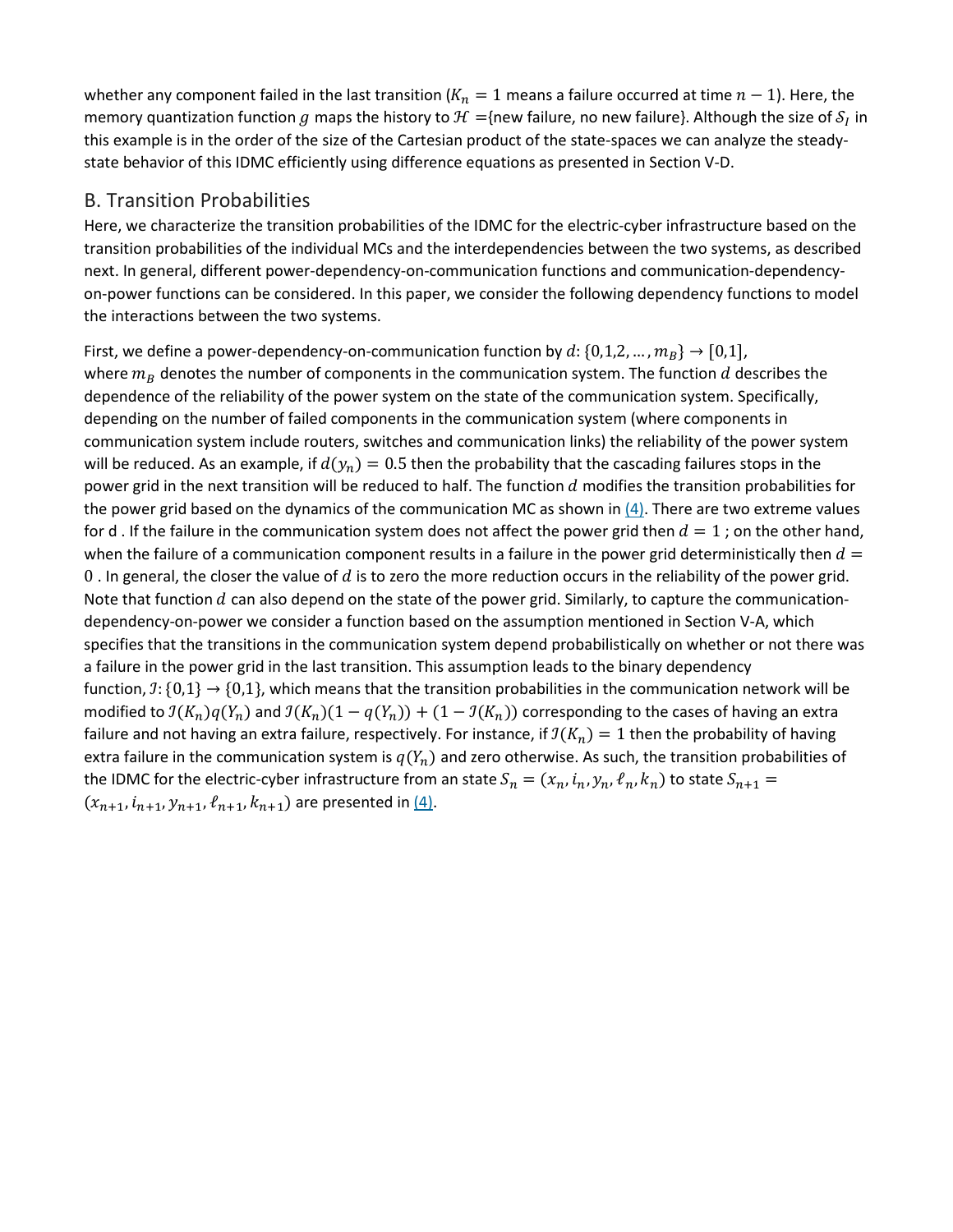whether any component failed in the last transition ($K_n = 1$ means a failure occurred at time $n - 1$). Here, the memory quantization function $g$ maps the history to $\mathcal{H}$ ={new failure, no new failure}. Although the size of $\mathcal{S}_I$ in this example is in the order of the size of the Cartesian product of the state-spaces we can analyze the steady-state behavior of this IDMC efficiently using difference equations as presented in Section V-D.

## B. Transition Probabilities

Here, we characterize the transition probabilities of the IDMC for the electric-cyber infrastructure based on the transition probabilities of the individual MCs and the interdependencies between the two systems, as described next. In general, different power-dependency-on-communication functions and communication-dependency-on-power functions can be considered. In this paper, we consider the following dependency functions to model the interactions between the two systems.

First, we define a power-dependency-on-communication function by $d: \{0,1,2,\ldots,m_B\} \rightarrow [0,1]$, where $m_B$ denotes the number of components in the communication system. The function $d$ describes the dependence of the reliability of the power system on the state of the communication system. Specifically, depending on the number of failed components in the communication system (where components in communication system include routers, switches and communication links) the reliability of the power system will be reduced. As an example, if $d(y_n) = 0.5$ then the probability that the cascading failures stops in the power grid in the next transition will be reduced to half. The function $d$ modifies the transition probabilities for the power grid based on the dynamics of the communication MC as shown in (4). There are two extreme values for d . If the failure in the communication system does not affect the power grid then $d = 1$ ; on the other hand, when the failure of a communication component results in a failure in the power grid deterministically then $d = 0$ . In general, the closer the value of $d$ is to zero the more reduction occurs in the reliability of the power grid. Note that function $d$ can also depend on the state of the power grid. Similarly, to capture the communication-dependency-on-power we consider a function based on the assumption mentioned in Section V-A, which specifies that the transitions in the communication system depend probabilistically on whether or not there was a failure in the power grid in the last transition. This assumption leads to the binary dependency function, $\mathcal{I}: \{0,1\} \rightarrow \{0,1\}$, which means that the transition probabilities in the communication network will be modified to $\mathcal{I}(K_n)q(Y_n)$ and $\mathcal{I}(K_n)(1 - q(Y_n)) + (1 - \mathcal{I}(K_n))$ corresponding to the cases of having an extra failure and not having an extra failure, respectively. For instance, if $\mathcal{I}(K_n) = 1$ then the probability of having extra failure in the communication system is $q(Y_n)$ and zero otherwise. As such, the transition probabilities of the IDMC for the electric-cyber infrastructure from an state $S_n = (x_n, i_n, y_n, \ell_n, k_n)$ to state $S_{n+1} = (x_{n+1}, i_{n+1}, y_{n+1}, \ell_{n+1}, k_{n+1})$ are presented in (4).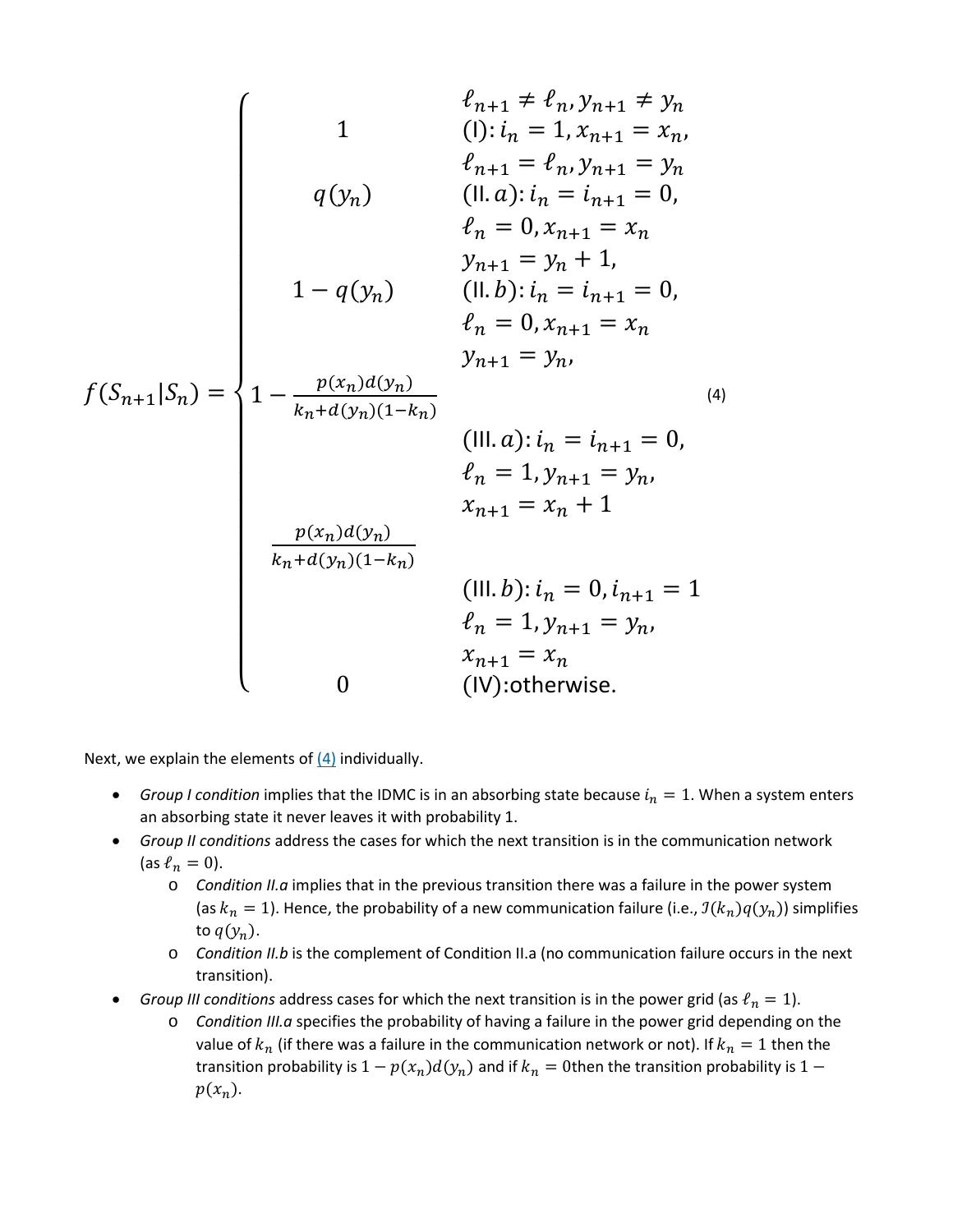$$
f(S_{n+1}|S_n) = \begin{cases}
 & \ell_{n+1} \neq \ell_n, y_{n+1} \neq y_n \\
1 & \text{(I)}: i_n = 1, x_{n+1} = x_n, \\
 & \ell_{n+1} = \ell_n, y_{n+1} = y_n \\
q(y_n) & \text{(II}.a\text{)}: i_n = i_{n+1} = 0, \\
 & \ell_n = 0, x_{n+1} = x_n \\
 & y_{n+1} = y_n + 1, \\
1 - q(y_n) & \text{(II}.b\text{)}: i_n = i_{n+1} = 0, \\
 & \ell_n = 0, x_{n+1} = x_n \\
 & y_{n+1} = y_n, \\
1 - \frac{p(x_n)d(y_n)}{k_n + d(y_n)(1-k_n)} & \\
 & \text{(III}.a\text{)}: i_n = i_{n+1} = 0, \\
 & \ell_n = 1, y_{n+1} = y_n, \\
 & x_{n+1} = x_n + 1 \\
\frac{p(x_n)d(y_n)}{k_n + d(y_n)(1-k_n)} & \\
 & \text{(III}.b\text{)}: i_n = 0, i_{n+1} = 1 \\
 & \ell_n = 1, y_{n+1} = y_n, \\
 & x_{n+1} = x_n \\
0 & \text{(IV)}: \text{otherwise.}
\end{cases} \tag{4}
$$

Next, we explain the elements of (4) individually.

- *Group I condition* implies that the IDMC is in an absorbing state because $i_n = 1$. When a system enters an absorbing state it never leaves it with probability 1.
- *Group II conditions* address the cases for which the next transition is in the communication network (as $\ell_n = 0$).
  - *Condition II.a* implies that in the previous transition there was a failure in the power system (as $k_n = 1$). Hence, the probability of a new communication failure (i.e., $\mathcal{I}(k_n)q(y_n)$) simplifies to $q(y_n)$.
  - *Condition II.b* is the complement of Condition II.a (no communication failure occurs in the next transition).
- *Group III conditions* address cases for which the next transition is in the power grid (as $\ell_n = 1$).
  - *Condition III.a* specifies the probability of having a failure in the power grid depending on the value of $k_n$ (if there was a failure in the communication network or not). If $k_n = 1$ then the transition probability is $1 - p(x_n)d(y_n)$ and if $k_n = 0$then the transition probability is $1 - p(x_n)$.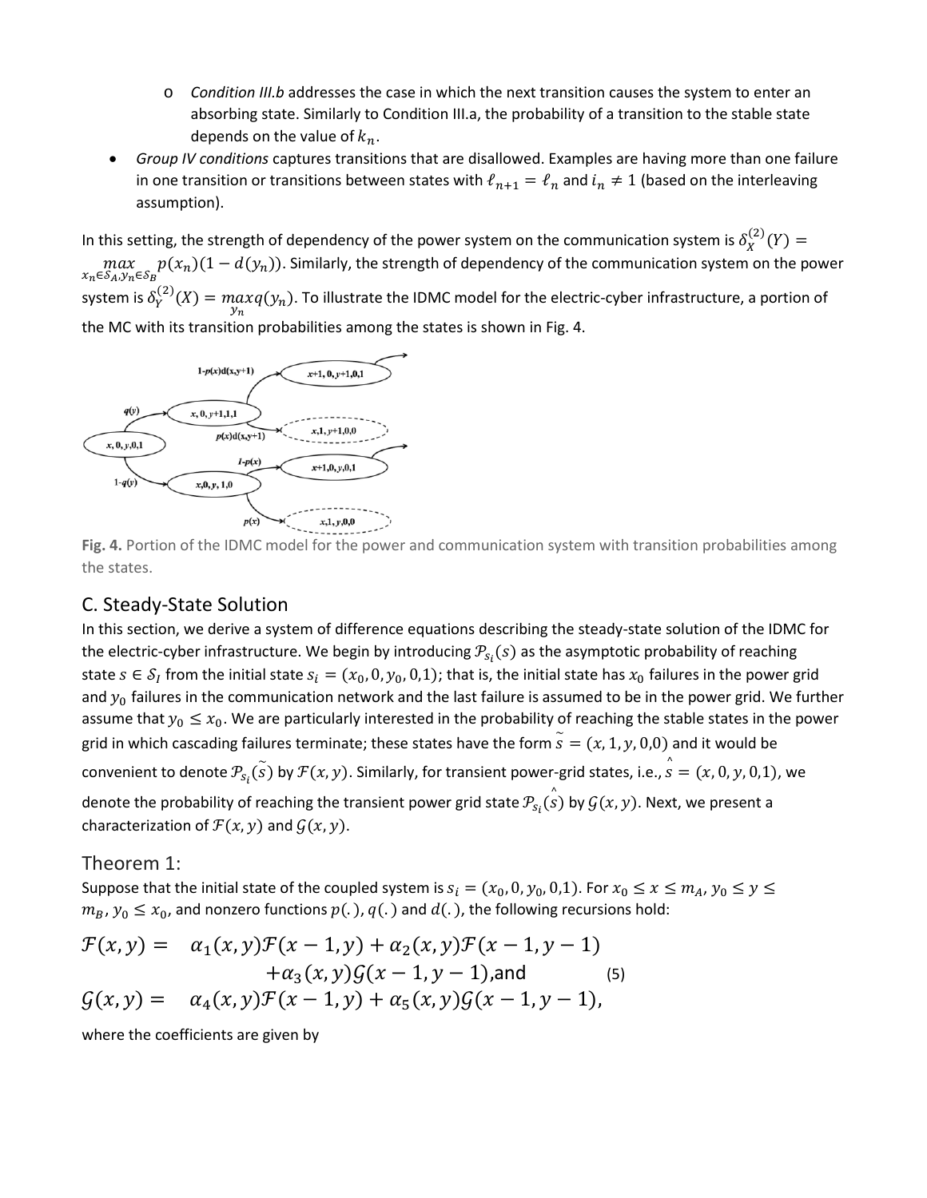- *Condition III.b* addresses the case in which the next transition causes the system to enter an absorbing state. Similarly to Condition III.a, the probability of a transition to the stable state depends on the value of $k_n$.

- *Group IV conditions* captures transitions that are disallowed. Examples are having more than one failure in one transition or transitions between states with $\ell_{n+1} = \ell_n$ and $i_n \neq 1$ (based on the interleaving assumption).

In this setting, the strength of dependency of the power system on the communication system is $\delta_X^{(2)}(Y) = \max_{x_n \in \mathcal{S}_A, y_n \in \mathcal{S}_B} p(x_n)(1 - d(y_n))$. Similarly, the strength of dependency of the communication system on the power system is $\delta_Y^{(2)}(X) = \max_{y_n} q(y_n)$. To illustrate the IDMC model for the electric-cyber infrastructure, a portion of the MC with its transition probabilities among the states is shown in Fig. 4.

**Fig. 4.** Portion of the IDMC model for the power and communication system with transition probabilities among the states.

## C. Steady-State Solution

In this section, we derive a system of difference equations describing the steady-state solution of the IDMC for the electric-cyber infrastructure. We begin by introducing $\mathcal{P}_{s_i}(s)$ as the asymptotic probability of reaching state $s \in \mathcal{S}_I$ from the initial state $s_i = (x_0, 0, y_0, 0, 1)$; that is, the initial state has $x_0$ failures in the power grid and $y_0$ failures in the communication network and the last failure is assumed to be in the power grid. We further assume that $y_0 \leq x_0$. We are particularly interested in the probability of reaching the stable states in the power grid in which cascading failures terminate; these states have the form $\tilde{s} = (x, 1, y, 0, 0)$ and it would be convenient to denote $\mathcal{P}_{s_i}(\tilde{s})$ by $\mathcal{F}(x, y)$. Similarly, for transient power-grid states, i.e., $\hat{s} = (x, 0, y, 0, 1)$, we denote the probability of reaching the transient power grid state $\mathcal{P}_{s_i}(\hat{s})$ by $\mathcal{G}(x, y)$. Next, we present a characterization of $\mathcal{F}(x, y)$ and $\mathcal{G}(x, y)$.

### Theorem 1:

Suppose that the initial state of the coupled system is $s_i = (x_0, 0, y_0, 0, 1)$. For $x_0 \leq x \leq m_A$, $y_0 \leq y \leq m_B$, $y_0 \leq x_0$, and nonzero functions $p(.)$, $q(.)$ and $d(.)$, the following recursions hold:

$$
\begin{aligned}
\mathcal{F}(x, y) = \quad & \alpha_1(x, y)\mathcal{F}(x - 1, y) + \alpha_2(x, y)\mathcal{F}(x - 1, y - 1) \\
& + \alpha_3(x, y)\mathcal{G}(x - 1, y - 1), \text{and} \qquad (5) \\
\mathcal{G}(x, y) = \quad & \alpha_4(x, y)\mathcal{F}(x - 1, y) + \alpha_5(x, y)\mathcal{G}(x - 1, y - 1),
\end{aligned}
$$

where the coefficients are given by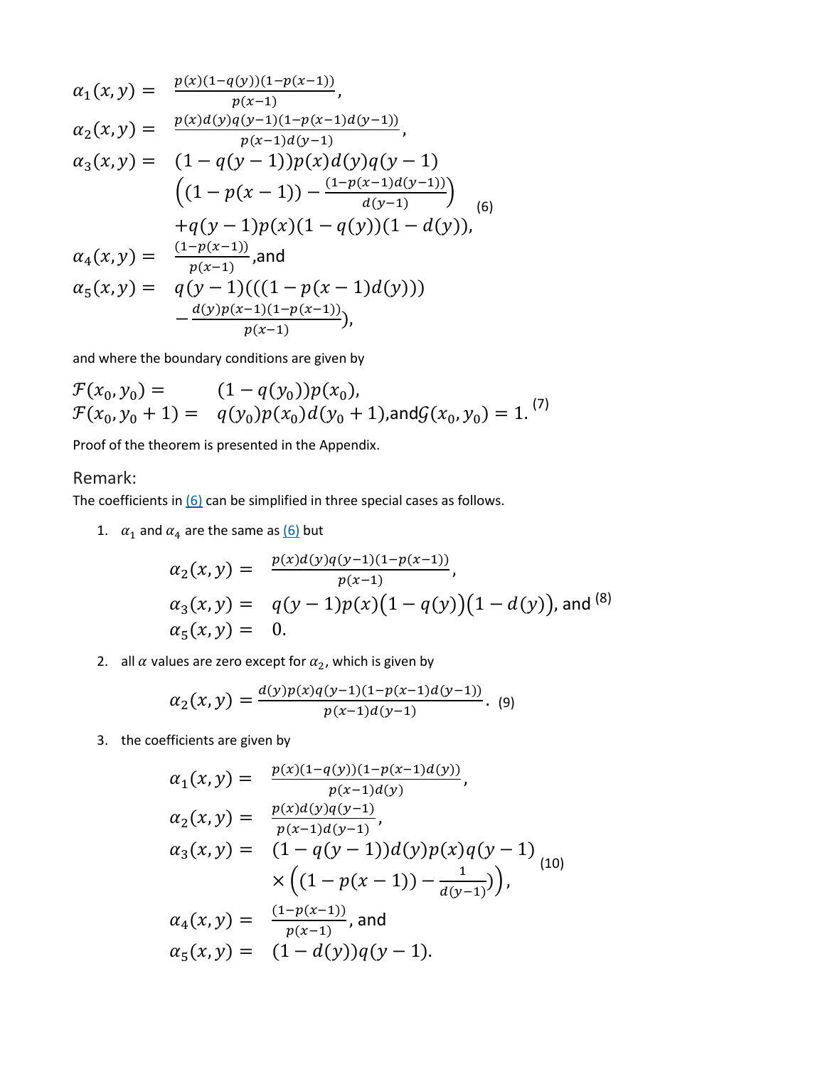$$
\begin{aligned}
\alpha_1(x,y) = &\ \frac{p(x)(1-q(y))(1-p(x-1))}{p(x-1)},\\
\alpha_2(x,y) = &\ \frac{p(x)d(y)q(y-1)(1-p(x-1)d(y-1))}{p(x-1)d(y-1)},\\
\alpha_3(x,y) = &\ (1-q(y-1))p(x)d(y)q(y-1)\\
&\left((1-p(x-1)) - \frac{(1-p(x-1)d(y-1))}{d(y-1)}\right)\\
&+q(y-1)p(x)(1-q(y))(1-d(y)),\\
\alpha_4(x,y) = &\ \frac{(1-p(x-1))}{p(x-1)}, \text{and}\\
\alpha_5(x,y) = &\ q(y-1)(((1-p(x-1)d(y)))\\
&-\frac{d(y)p(x-1)(1-p(x-1))}{p(x-1)}),
\end{aligned}
\tag{6}
$$

and where the boundary conditions are given by

$$
\begin{aligned}
\mathcal{F}(x_0,y_0) = &\quad (1-q(y_0))p(x_0),\\
\mathcal{F}(x_0,y_0+1) = &\quad q(y_0)p(x_0)d(y_0+1), \text{and} \mathcal{G}(x_0,y_0) = 1.
\end{aligned}
\tag{7}
$$

Proof of the theorem is presented in the Appendix.

## Remark:

The coefficients in (6) can be simplified in three special cases as follows.

1. $\alpha_1$ and $\alpha_4$ are the same as (6) but

$$
\begin{aligned}
\alpha_2(x,y) = &\ \frac{p(x)d(y)q(y-1)(1-p(x-1))}{p(x-1)},\\
\alpha_3(x,y) = &\ q(y-1)p(x)\big(1-q(y)\big)\big(1-d(y)\big), \text{and}\\
\alpha_5(x,y) = &\ 0.
\end{aligned}
\tag{8}
$$

2. all $\alpha$ values are zero except for $\alpha_2$, which is given by

$$
\alpha_2(x,y) = \frac{d(y)p(x)q(y-1)(1-p(x-1)d(y-1))}{p(x-1)d(y-1)}. \tag{9}
$$

3. the coefficients are given by

$$
\begin{aligned}
\alpha_1(x,y) = &\ \frac{p(x)(1-q(y))(1-p(x-1)d(y))}{p(x-1)d(y)},\\
\alpha_2(x,y) = &\ \frac{p(x)d(y)q(y-1)}{p(x-1)d(y-1)},\\
\alpha_3(x,y) = &\ (1-q(y-1))d(y)p(x)q(y-1)\\
&\times\left((1-p(x-1)) - \frac{1}{d(y-1)})\right),\\
\alpha_4(x,y) = &\ \frac{(1-p(x-1))}{p(x-1)}, \text{and}\\
\alpha_5(x,y) = &\ (1-d(y))q(y-1).
\end{aligned}
\tag{10}
$$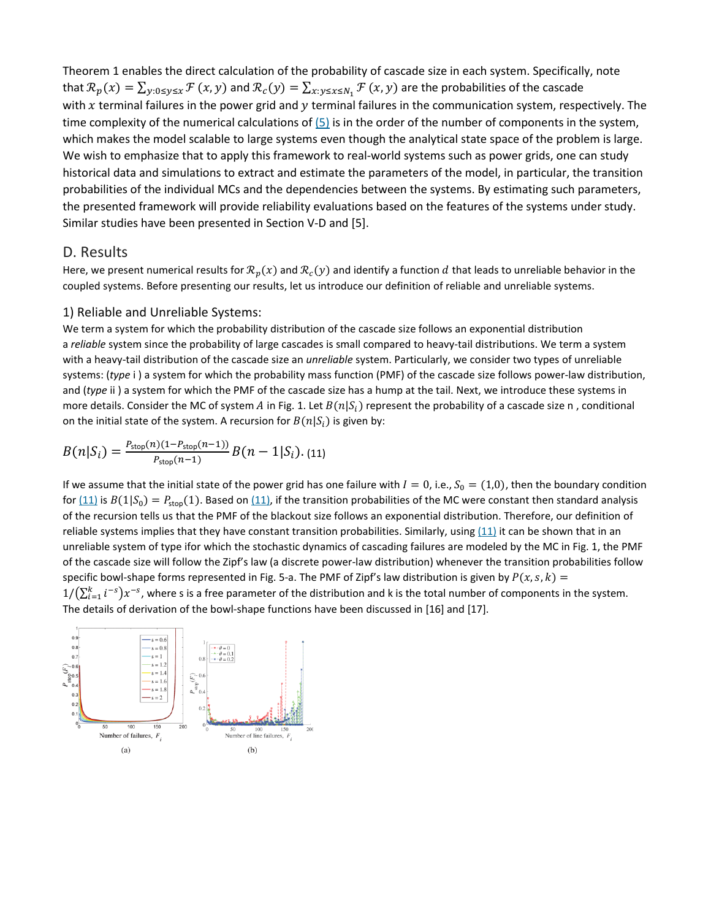Theorem 1 enables the direct calculation of the probability of cascade size in each system. Specifically, note that $\mathcal{R}_p(x) = \sum_{y:0\leq y\leq x} \mathcal{F}(x,y)$ and $\mathcal{R}_c(y) = \sum_{x:y\leq x\leq N_1} \mathcal{F}(x,y)$ are the probabilities of the cascade with $x$ terminal failures in the power grid and $y$ terminal failures in the communication system, respectively. The time complexity of the numerical calculations of (5) is in the order of the number of components in the system, which makes the model scalable to large systems even though the analytical state space of the problem is large. We wish to emphasize that to apply this framework to real-world systems such as power grids, one can study historical data and simulations to extract and estimate the parameters of the model, in particular, the transition probabilities of the individual MCs and the dependencies between the systems. By estimating such parameters, the presented framework will provide reliability evaluations based on the features of the systems under study. Similar studies have been presented in Section V-D and [5].

## D. Results

Here, we present numerical results for $\mathcal{R}_p(x)$ and $\mathcal{R}_c(y)$ and identify a function $d$ that leads to unreliable behavior in the coupled systems. Before presenting our results, let us introduce our definition of reliable and unreliable systems.

### 1) Reliable and Unreliable Systems:

We term a system for which the probability distribution of the cascade size follows an exponential distribution a *reliable* system since the probability of large cascades is small compared to heavy-tail distributions. We term a system with a heavy-tail distribution of the cascade size an *unreliable* system. Particularly, we consider two types of unreliable systems: (*type* i ) a system for which the probability mass function (PMF) of the cascade size follows power-law distribution, and (*type* ii ) a system for which the PMF of the cascade size has a hump at the tail. Next, we introduce these systems in more details. Consider the MC of system $A$ in Fig. 1. Let $B(n|S_i)$ represent the probability of a cascade size n , conditional on the initial state of the system. A recursion for $B(n|S_i)$ is given by:

$$B(n|S_i) = \frac{P_{\text{stop}}(n)(1-P_{\text{stop}}(n-1))}{P_{\text{stop}}(n-1)} B(n-1|S_i). \quad (11)$$

If we assume that the initial state of the power grid has one failure with $I=0$, i.e., $S_0=(1,0)$, then the boundary condition for (11) is $B(1|S_0) = P_{\text{stop}}(1)$. Based on (11), if the transition probabilities of the MC were constant then standard analysis of the recursion tells us that the PMF of the blackout size follows an exponential distribution. Therefore, our definition of reliable systems implies that they have constant transition probabilities. Similarly, using (11) it can be shown that in an unreliable system of type ifor which the stochastic dynamics of cascading failures are modeled by the MC in Fig. 1, the PMF of the cascade size will follow the Zipf's law (a discrete power-law distribution) whenever the transition probabilities follow specific bowl-shape forms represented in Fig. 5-a. The PMF of Zipf's law distribution is given by $P(x,s,k) = 1/(\sum_{i=1}^{k} i^{-s})x^{-s}$, where s is a free parameter of the distribution and k is the total number of components in the system. The details of derivation of the bowl-shape functions have been discussed in [16] and [17].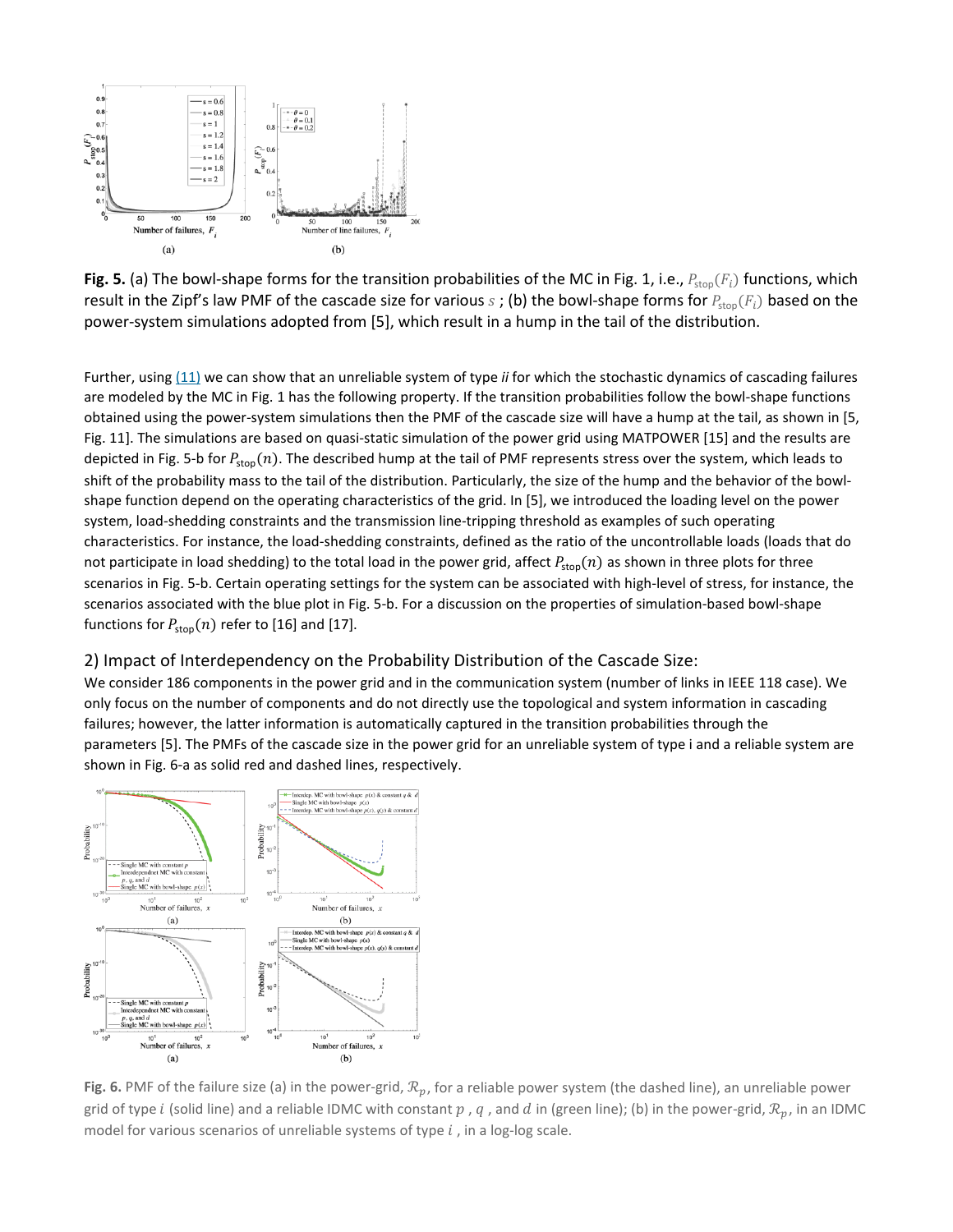**Fig. 5.** (a) The bowl-shape forms for the transition probabilities of the MC in Fig. 1, i.e., $P_{\text{stop}}(F_i)$ functions, which result in the Zipf's law PMF of the cascade size for various $s$ ; (b) the bowl-shape forms for $P_{\text{stop}}(F_i)$ based on the power-system simulations adopted from [5], which result in a hump in the tail of the distribution.

Further, using (11) we can show that an unreliable system of type *ii* for which the stochastic dynamics of cascading failures are modeled by the MC in Fig. 1 has the following property. If the transition probabilities follow the bowl-shape functions obtained using the power-system simulations then the PMF of the cascade size will have a hump at the tail, as shown in [5, Fig. 11]. The simulations are based on quasi-static simulation of the power grid using MATPOWER [15] and the results are depicted in Fig. 5-b for $P_{\text{stop}}(n)$. The described hump at the tail of PMF represents stress over the system, which leads to shift of the probability mass to the tail of the distribution. Particularly, the size of the hump and the behavior of the bowl-shape function depend on the operating characteristics of the grid. In [5], we introduced the loading level on the power system, load-shedding constraints and the transmission line-tripping threshold as examples of such operating characteristics. For instance, the load-shedding constraints, defined as the ratio of the uncontrollable loads (loads that do not participate in load shedding) to the total load in the power grid, affect $P_{\text{stop}}(n)$ as shown in three plots for three scenarios in Fig. 5-b. Certain operating settings for the system can be associated with high-level of stress, for instance, the scenarios associated with the blue plot in Fig. 5-b. For a discussion on the properties of simulation-based bowl-shape functions for $P_{\text{stop}}(n)$ refer to [16] and [17].

## 2) Impact of Interdependency on the Probability Distribution of the Cascade Size:

We consider 186 components in the power grid and in the communication system (number of links in IEEE 118 case). We only focus on the number of components and do not directly use the topological and system information in cascading failures; however, the latter information is automatically captured in the transition probabilities through the parameters [5]. The PMFs of the cascade size in the power grid for an unreliable system of type i and a reliable system are shown in Fig. 6-a as solid red and dashed lines, respectively.

**Fig. 6.** PMF of the failure size (a) in the power-grid, $\mathcal{R}_p$, for a reliable power system (the dashed line), an unreliable power grid of type $i$ (solid line) and a reliable IDMC with constant $p$ , $q$ , and $d$ in (green line); (b) in the power-grid, $\mathcal{R}_p$, in an IDMC model for various scenarios of unreliable systems of type $i$ , in a log-log scale.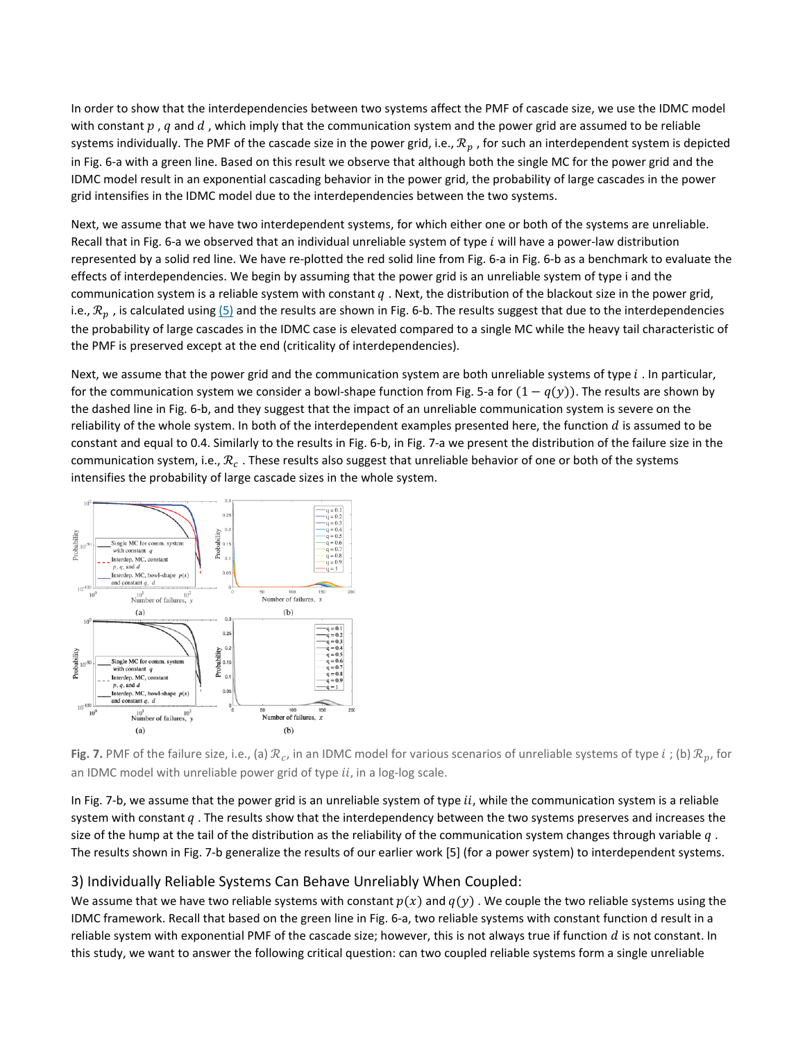In order to show that the interdependencies between two systems affect the PMF of cascade size, we use the IDMC model with constant $p$ , $q$ and $d$ , which imply that the communication system and the power grid are assumed to be reliable systems individually. The PMF of the cascade size in the power grid, i.e., $\mathcal{R}_p$ , for such an interdependent system is depicted in Fig. 6-a with a green line. Based on this result we observe that although both the single MC for the power grid and the IDMC model result in an exponential cascading behavior in the power grid, the probability of large cascades in the power grid intensifies in the IDMC model due to the interdependencies between the two systems.

Next, we assume that we have two interdependent systems, for which either one or both of the systems are unreliable. Recall that in Fig. 6-a we observed that an individual unreliable system of type $i$ will have a power-law distribution represented by a solid red line. We have re-plotted the red solid line from Fig. 6-a in Fig. 6-b as a benchmark to evaluate the effects of interdependencies. We begin by assuming that the power grid is an unreliable system of type i and the communication system is a reliable system with constant $q$ . Next, the distribution of the blackout size in the power grid, i.e., $\mathcal{R}_p$ , is calculated using (5) and the results are shown in Fig. 6-b. The results suggest that due to the interdependencies the probability of large cascades in the IDMC case is elevated compared to a single MC while the heavy tail characteristic of the PMF is preserved except at the end (criticality of interdependencies).

Next, we assume that the power grid and the communication system are both unreliable systems of type $i$ . In particular, for the communication system we consider a bowl-shape function from Fig. 5-a for $(1 - q(y))$. The results are shown by the dashed line in Fig. 6-b, and they suggest that the impact of an unreliable communication system is severe on the reliability of the whole system. In both of the interdependent examples presented here, the function $d$ is assumed to be constant and equal to 0.4. Similarly to the results in Fig. 6-b, in Fig. 7-a we present the distribution of the failure size in the communication system, i.e., $\mathcal{R}_c$ . These results also suggest that unreliable behavior of one or both of the systems intensifies the probability of large cascade sizes in the whole system.

**Fig. 7.** PMF of the failure size, i.e., (a) $\mathcal{R}_c$, in an IDMC model for various scenarios of unreliable systems of type $i$ ; (b) $\mathcal{R}_p$, for an IDMC model with unreliable power grid of type $ii$, in a log-log scale.

In Fig. 7-b, we assume that the power grid is an unreliable system of type $ii$, while the communication system is a reliable system with constant $q$ . The results show that the interdependency between the two systems preserves and increases the size of the hump at the tail of the distribution as the reliability of the communication system changes through variable $q$ . The results shown in Fig. 7-b generalize the results of our earlier work [5] (for a power system) to interdependent systems.

### 3) Individually Reliable Systems Can Behave Unreliably When Coupled:

We assume that we have two reliable systems with constant $p(x)$ and $q(y)$ . We couple the two reliable systems using the IDMC framework. Recall that based on the green line in Fig. 6-a, two reliable systems with constant function d result in a reliable system with exponential PMF of the cascade size; however, this is not always true if function $d$ is not constant. In this study, we want to answer the following critical question: can two coupled reliable systems form a single unreliable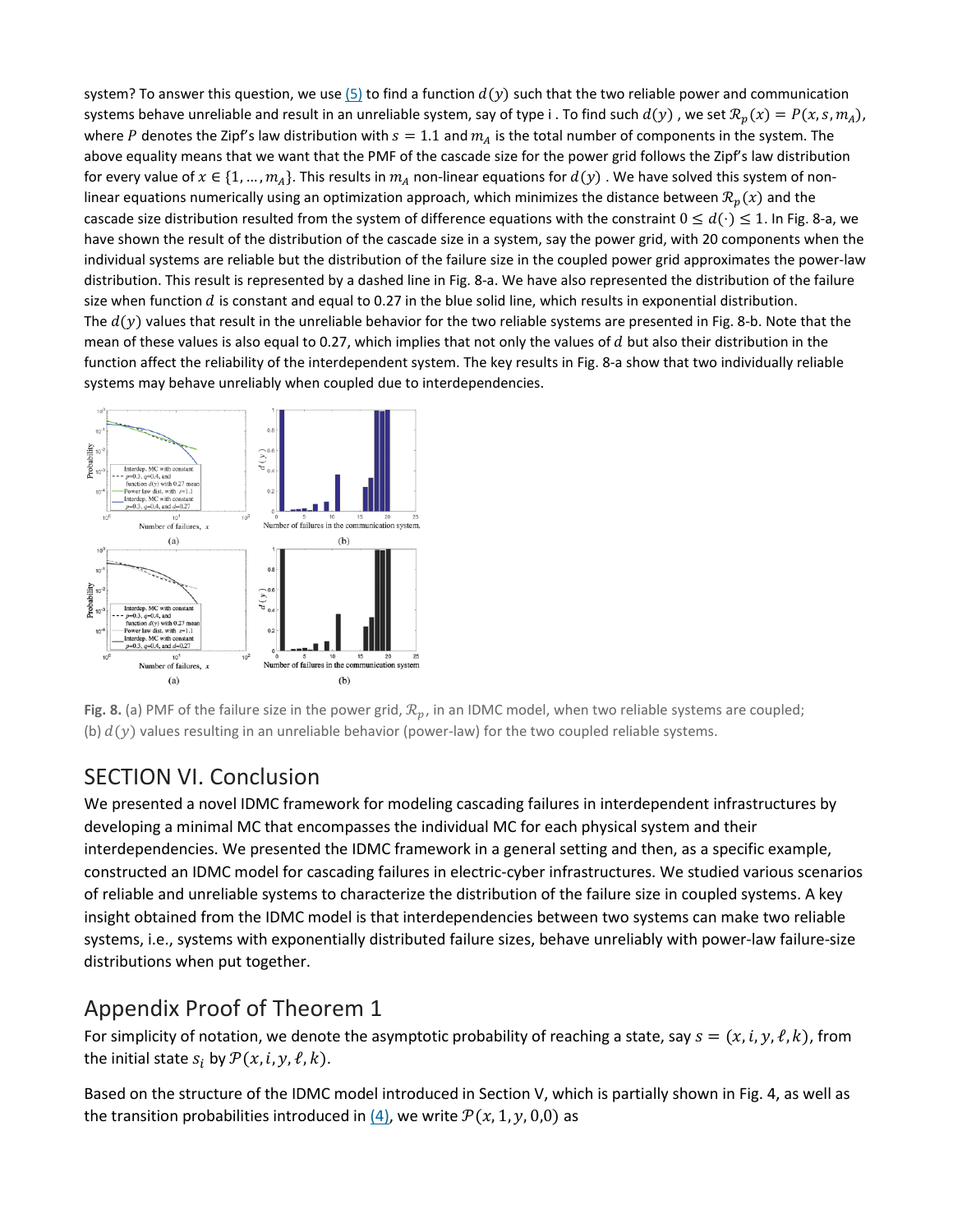system? To answer this question, we use (5) to find a function $d(y)$ such that the two reliable power and communication systems behave unreliable and result in an unreliable system, say of type i . To find such $d(y)$ , we set $\mathcal{R}_p(x) = P(x, s, m_A)$, where $P$ denotes the Zipf's law distribution with $s = 1.1$ and $m_A$ is the total number of components in the system. The above equality means that we want that the PMF of the cascade size for the power grid follows the Zipf's law distribution for every value of $x \in \{1, \ldots, m_A\}$. This results in $m_A$ non-linear equations for $d(y)$ . We have solved this system of non-linear equations numerically using an optimization approach, which minimizes the distance between $\mathcal{R}_p(x)$ and the cascade size distribution resulted from the system of difference equations with the constraint $0 \leq d(\cdot) \leq 1$. In Fig. 8-a, we have shown the result of the distribution of the cascade size in a system, say the power grid, with 20 components when the individual systems are reliable but the distribution of the failure size in the coupled power grid approximates the power-law distribution. This result is represented by a dashed line in Fig. 8-a. We have also represented the distribution of the failure size when function $d$ is constant and equal to 0.27 in the blue solid line, which results in exponential distribution. The $d(y)$ values that result in the unreliable behavior for the two reliable systems are presented in Fig. 8-b. Note that the mean of these values is also equal to 0.27, which implies that not only the values of $d$ but also their distribution in the function affect the reliability of the interdependent system. The key results in Fig. 8-a show that two individually reliable systems may behave unreliably when coupled due to interdependencies.

**Fig. 8.** (a) PMF of the failure size in the power grid, $\mathcal{R}_p$, in an IDMC model, when two reliable systems are coupled; (b) $d(y)$ values resulting in an unreliable behavior (power-law) for the two coupled reliable systems.

## SECTION VI. Conclusion

We presented a novel IDMC framework for modeling cascading failures in interdependent infrastructures by developing a minimal MC that encompasses the individual MC for each physical system and their interdependencies. We presented the IDMC framework in a general setting and then, as a specific example, constructed an IDMC model for cascading failures in electric-cyber infrastructures. We studied various scenarios of reliable and unreliable systems to characterize the distribution of the failure size in coupled systems. A key insight obtained from the IDMC model is that interdependencies between two systems can make two reliable systems, i.e., systems with exponentially distributed failure sizes, behave unreliably with power-law failure-size distributions when put together.

## Appendix Proof of Theorem 1

For simplicity of notation, we denote the asymptotic probability of reaching a state, say $s = (x, i, y, \ell, k)$, from the initial state $s_i$ by $\mathcal{P}(x, i, y, \ell, k)$.

Based on the structure of the IDMC model introduced in Section V, which is partially shown in Fig. 4, as well as the transition probabilities introduced in (4), we write $\mathcal{P}(x, 1, y, 0,0)$ as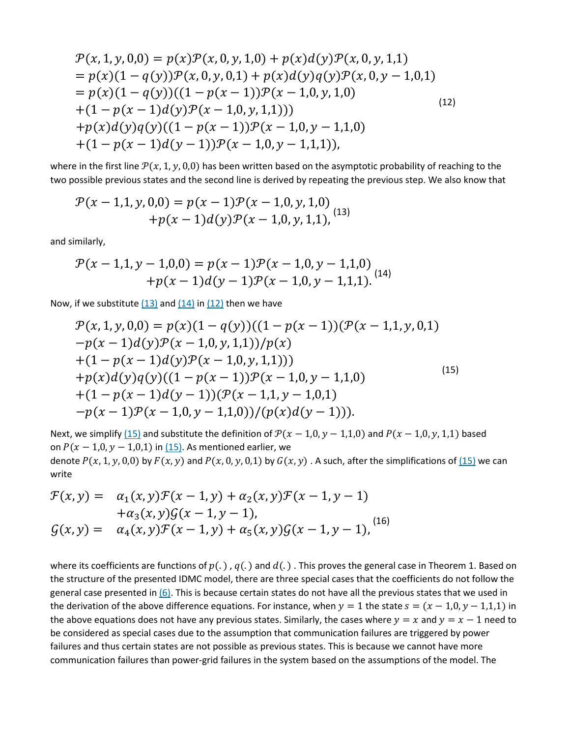$$
\begin{aligned}
&\mathcal{P}(x,1,y,0,0) = p(x)\mathcal{P}(x,0,y,1,0) + p(x)d(y)\mathcal{P}(x,0,y,1,1) \\
&= p(x)(1-q(y))\mathcal{P}(x,0,y,0,1) + p(x)d(y)q(y)\mathcal{P}(x,0,y-1,0,1) \\
&= p(x)(1-q(y))((1-p(x-1))\mathcal{P}(x-1,0,y,1,0) \\
&+(1-p(x-1)d(y)\mathcal{P}(x-1,0,y,1,1))) \\
&+p(x)d(y)q(y)((1-p(x-1))\mathcal{P}(x-1,0,y-1,1,0) \\
&+(1-p(x-1)d(y-1))\mathcal{P}(x-1,0,y-1,1,1)),
\end{aligned} \tag{12}
$$

where in the first line $\mathcal{P}(x,1,y,0,0)$ has been written based on the asymptotic probability of reaching to the two possible previous states and the second line is derived by repeating the previous step. We also know that

$$
\begin{aligned}
\mathcal{P}(x-1,1,y,0,0) = p(x-1)\mathcal{P}(x-1,0,y,1,0) \\
+p(x-1)d(y)\mathcal{P}(x-1,0,y,1,1),
\end{aligned} \tag{13}
$$

and similarly,

$$
\begin{aligned}
\mathcal{P}(x-1,1,y-1,0,0) = p(x-1)\mathcal{P}(x-1,0,y-1,1,0) \\
+p(x-1)d(y-1)\mathcal{P}(x-1,0,y-1,1,1).
\end{aligned} \tag{14}
$$

Now, if we substitute (13) and (14) in (12) then we have

$$
\begin{aligned}
&\mathcal{P}(x,1,y,0,0) = p(x)(1-q(y))((1-p(x-1))(\mathcal{P}(x-1,1,y,0,1) \\
&-p(x-1)d(y)\mathcal{P}(x-1,0,y,1,1))/p(x) \\
&+(1-p(x-1)d(y)\mathcal{P}(x-1,0,y,1,1))) \\
&+p(x)d(y)q(y)((1-p(x-1))\mathcal{P}(x-1,0,y-1,1,0) \\
&+(1-p(x-1)d(y-1))(\mathcal{P}(x-1,1,y-1,0,1) \\
&-p(x-1)\mathcal{P}(x-1,0,y-1,1,0))/(p(x)d(y-1))).
\end{aligned} \tag{15}
$$

Next, we simplify (15) and substitute the definition of $\mathcal{P}(x-1,0,y-1,1,0)$ and $P(x-1,0,y,1,1)$ based on $P(x-1,0,y-1,0,1)$ in (15). As mentioned earlier, we denote $P(x,1,y,0,0)$ by $F(x,y)$ and $P(x,0,y,0,1)$ by $G(x,y)$. A such, after the simplifications of (15) we can write

$$
\begin{aligned}
\mathcal{F}(x,y) = \quad & \alpha_1(x,y)\mathcal{F}(x-1,y) + \alpha_2(x,y)\mathcal{F}(x-1,y-1) \\
& +\alpha_3(x,y)\mathcal{G}(x-1,y-1), \\
\mathcal{G}(x,y) = \quad & \alpha_4(x,y)\mathcal{F}(x-1,y) + \alpha_5(x,y)\mathcal{G}(x-1,y-1),
\end{aligned} \tag{16}
$$

where its coefficients are functions of $p(.)$, $q(.)$ and $d(.)$. This proves the general case in Theorem 1. Based on the structure of the presented IDMC model, there are three special cases that the coefficients do not follow the general case presented in (6). This is because certain states do not have all the previous states that we used in the derivation of the above difference equations. For instance, when $y=1$ the state $s=(x-1,0,y-1,1,1)$ in the above equations does not have any previous states. Similarly, the cases where $y=x$ and $y=x-1$ need to be considered as special cases due to the assumption that communication failures are triggered by power failures and thus certain states are not possible as previous states. This is because we cannot have more communication failures than power-grid failures in the system based on the assumptions of the model. The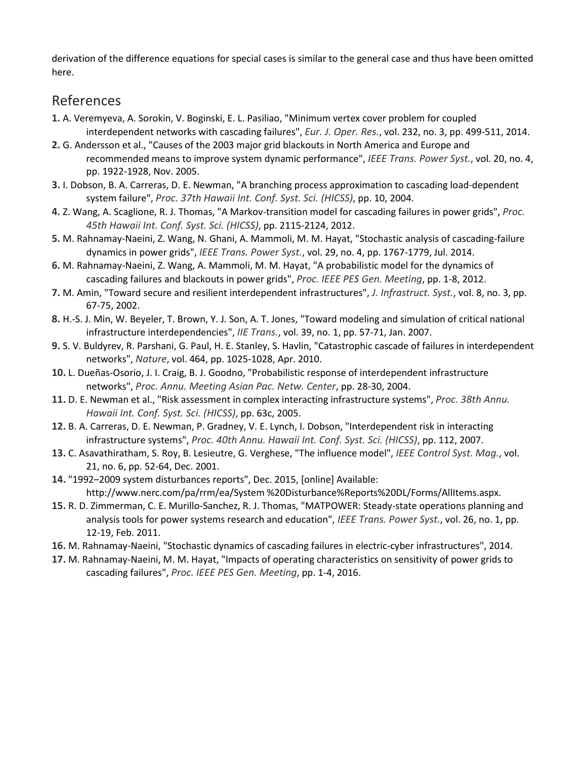derivation of the difference equations for special cases is similar to the general case and thus have been omitted here.

## References

1. A. Veremyeva, A. Sorokin, V. Boginski, E. L. Pasiliao, "Minimum vertex cover problem for coupled interdependent networks with cascading failures", *Eur. J. Oper. Res.*, vol. 232, no. 3, pp. 499-511, 2014.
2. G. Andersson et al., "Causes of the 2003 major grid blackouts in North America and Europe and recommended means to improve system dynamic performance", *IEEE Trans. Power Syst.*, vol. 20, no. 4, pp. 1922-1928, Nov. 2005.
3. I. Dobson, B. A. Carreras, D. E. Newman, "A branching process approximation to cascading load-dependent system failure", *Proc. 37th Hawaii Int. Conf. Syst. Sci. (HICSS)*, pp. 10, 2004.
4. Z. Wang, A. Scaglione, R. J. Thomas, "A Markov-transition model for cascading failures in power grids", *Proc. 45th Hawaii Int. Conf. Syst. Sci. (HICSS)*, pp. 2115-2124, 2012.
5. M. Rahnamay-Naeini, Z. Wang, N. Ghani, A. Mammoli, M. M. Hayat, "Stochastic analysis of cascading-failure dynamics in power grids", *IEEE Trans. Power Syst.*, vol. 29, no. 4, pp. 1767-1779, Jul. 2014.
6. M. Rahnamay-Naeini, Z. Wang, A. Mammoli, M. M. Hayat, "A probabilistic model for the dynamics of cascading failures and blackouts in power grids", *Proc. IEEE PES Gen. Meeting*, pp. 1-8, 2012.
7. M. Amin, "Toward secure and resilient interdependent infrastructures", *J. Infrastruct. Syst.*, vol. 8, no. 3, pp. 67-75, 2002.
8. H.-S. J. Min, W. Beyeler, T. Brown, Y. J. Son, A. T. Jones, "Toward modeling and simulation of critical national infrastructure interdependencies", *IIE Trans.*, vol. 39, no. 1, pp. 57-71, Jan. 2007.
9. S. V. Buldyrev, R. Parshani, G. Paul, H. E. Stanley, S. Havlin, "Catastrophic cascade of failures in interdependent networks", *Nature*, vol. 464, pp. 1025-1028, Apr. 2010.
10. L. Dueñas-Osorio, J. I. Craig, B. J. Goodno, "Probabilistic response of interdependent infrastructure networks", *Proc. Annu. Meeting Asian Pac. Netw. Center*, pp. 28-30, 2004.
11. D. E. Newman et al., "Risk assessment in complex interacting infrastructure systems", *Proc. 38th Annu. Hawaii Int. Conf. Syst. Sci. (HICSS)*, pp. 63c, 2005.
12. B. A. Carreras, D. E. Newman, P. Gradney, V. E. Lynch, I. Dobson, "Interdependent risk in interacting infrastructure systems", *Proc. 40th Annu. Hawaii Int. Conf. Syst. Sci. (HICSS)*, pp. 112, 2007.
13. C. Asavathiratham, S. Roy, B. Lesieutre, G. Verghese, "The influence model", *IEEE Control Syst. Mag.*, vol. 21, no. 6, pp. 52-64, Dec. 2001.
14. "1992–2009 system disturbances reports", Dec. 2015, [online] Available: http://www.nerc.com/pa/rrm/ea/System %20Disturbance%Reports%20DL/Forms/AllItems.aspx.
15. R. D. Zimmerman, C. E. Murillo-Sanchez, R. J. Thomas, "MATPOWER: Steady-state operations planning and analysis tools for power systems research and education", *IEEE Trans. Power Syst.*, vol. 26, no. 1, pp. 12-19, Feb. 2011.
16. M. Rahnamay-Naeini, "Stochastic dynamics of cascading failures in electric-cyber infrastructures", 2014.
17. M. Rahnamay-Naeini, M. M. Hayat, "Impacts of operating characteristics on sensitivity of power grids to cascading failures", *Proc. IEEE PES Gen. Meeting*, pp. 1-4, 2016.